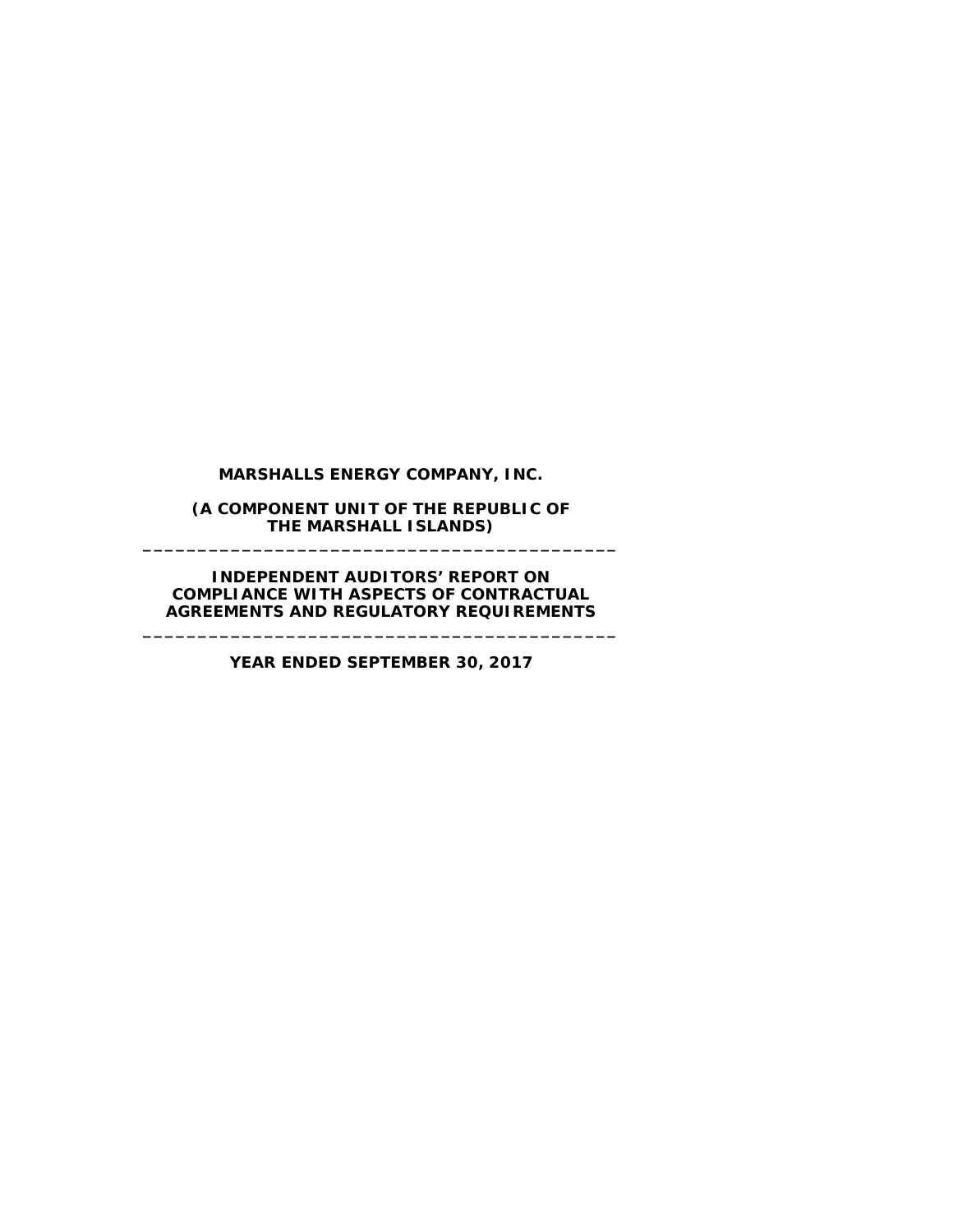**MARSHALLS ENERGY COMPANY, INC.**

**(A COMPONENT UNIT OF THE REPUBLIC OF THE MARSHALL ISLANDS)**

---

**INDEPENDENT AUDITORS' REPORT ON COMPLIANCE WITH ASPECTS OF CONTRACTUAL AGREEMENTS AND REGULATORY REQUIREMENTS**

---

**YEAR ENDED SEPTEMBER 30, 2017**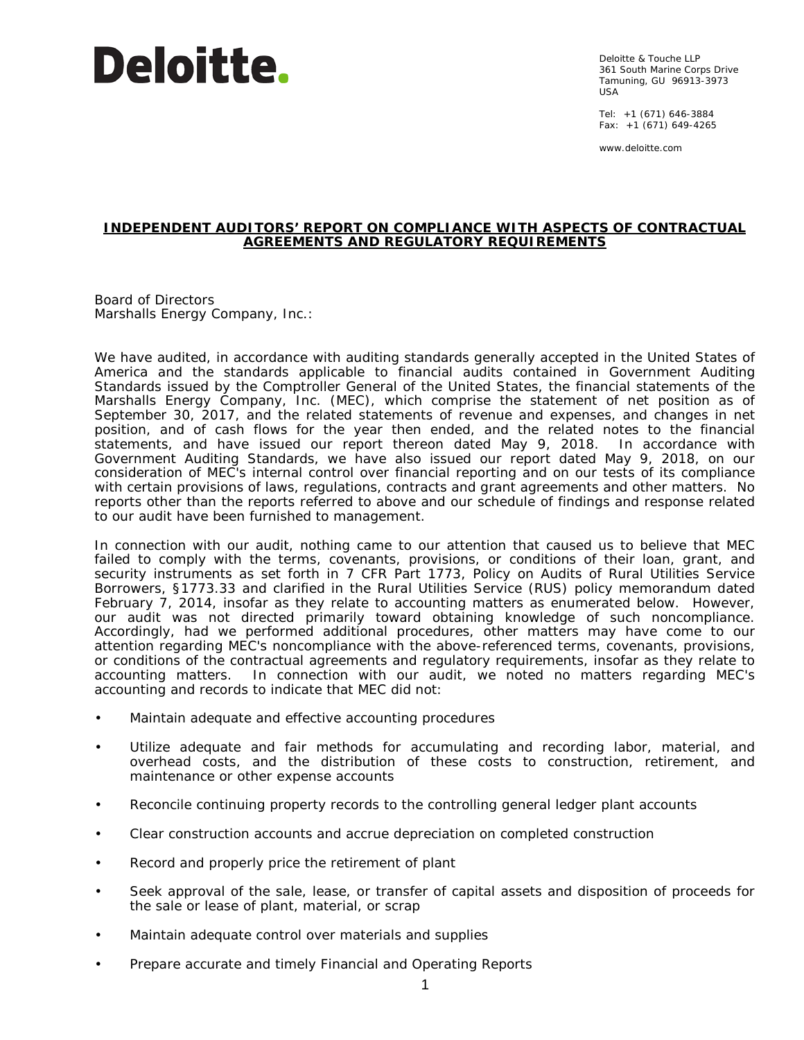Deloitte.

Deloitte & Touche LLP
361 South Marine Corps Drive
Tamuning, GU 96913-3973
USA

Tel: +1 (671) 646-3884
Fax: +1 (671) 649-4265

www.deloitte.com

## INDEPENDENT AUDITORS' REPORT ON COMPLIANCE WITH ASPECTS OF CONTRACTUAL AGREEMENTS AND REGULATORY REQUIREMENTS

Board of Directors
Marshalls Energy Company, Inc.:

We have audited, in accordance with auditing standards generally accepted in the United States of America and the standards applicable to financial audits contained in Government Auditing Standards issued by the Comptroller General of the United States, the financial statements of the Marshalls Energy Company, Inc. (MEC), which comprise the statement of net position as of September 30, 2017, and the related statements of revenue and expenses, and changes in net position, and of cash flows for the year then ended, and the related notes to the financial statements, and have issued our report thereon dated May 9, 2018. In accordance with Government Auditing Standards, we have also issued our report dated May 9, 2018, on our consideration of MEC's internal control over financial reporting and on our tests of its compliance with certain provisions of laws, regulations, contracts and grant agreements and other matters. No reports other than the reports referred to above and our schedule of findings and response related to our audit have been furnished to management.

In connection with our audit, nothing came to our attention that caused us to believe that MEC failed to comply with the terms, covenants, provisions, or conditions of their loan, grant, and security instruments as set forth in 7 CFR Part 1773, Policy on Audits of Rural Utilities Service Borrowers, §1773.33 and clarified in the Rural Utilities Service (RUS) policy memorandum dated February 7, 2014, insofar as they relate to accounting matters as enumerated below. However, our audit was not directed primarily toward obtaining knowledge of such noncompliance. Accordingly, had we performed additional procedures, other matters may have come to our attention regarding MEC's noncompliance with the above-referenced terms, covenants, provisions, or conditions of the contractual agreements and regulatory requirements, insofar as they relate to accounting matters. In connection with our audit, we noted no matters regarding MEC's accounting and records to indicate that MEC did not:

- Maintain adequate and effective accounting procedures
- Utilize adequate and fair methods for accumulating and recording labor, material, and overhead costs, and the distribution of these costs to construction, retirement, and maintenance or other expense accounts
- Reconcile continuing property records to the controlling general ledger plant accounts
- Clear construction accounts and accrue depreciation on completed construction
- Record and properly price the retirement of plant
- Seek approval of the sale, lease, or transfer of capital assets and disposition of proceeds for the sale or lease of plant, material, or scrap
- Maintain adequate control over materials and supplies
- Prepare accurate and timely Financial and Operating Reports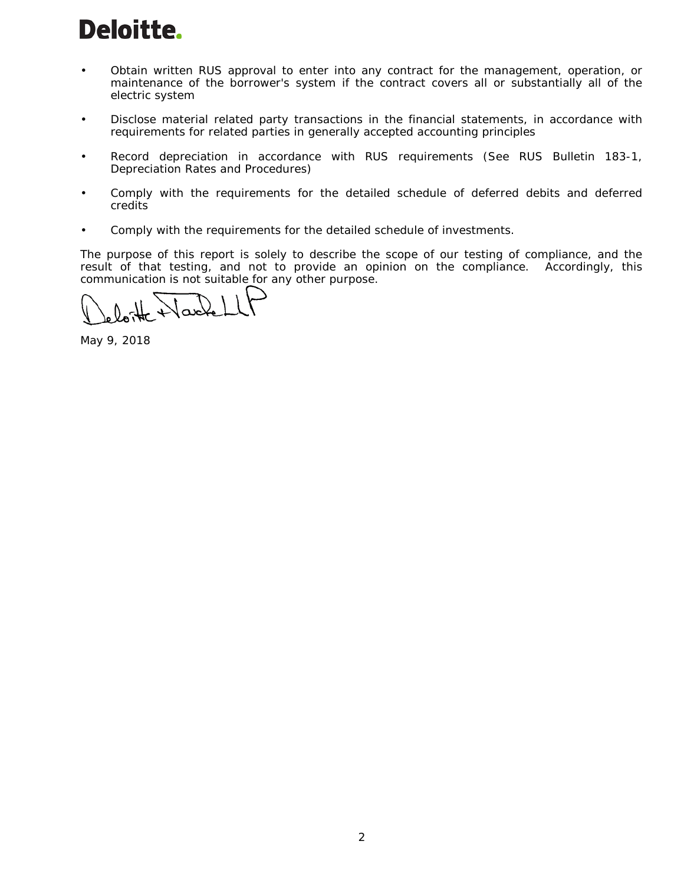- Obtain written RUS approval to enter into any contract for the management, operation, or maintenance of the borrower's system if the contract covers all or substantially all of the electric system
- Disclose material related party transactions in the financial statements, in accordance with requirements for related parties in generally accepted accounting principles
- Record depreciation in accordance with RUS requirements (See RUS Bulletin 183-1, Depreciation Rates and Procedures)
- Comply with the requirements for the detailed schedule of deferred debits and deferred credits
- Comply with the requirements for the detailed schedule of investments.

The purpose of this report is solely to describe the scope of our testing of compliance, and the result of that testing, and not to provide an opinion on the compliance. Accordingly, this communication is not suitable for any other purpose.

Deloitte & Touche LLP

May 9, 2018